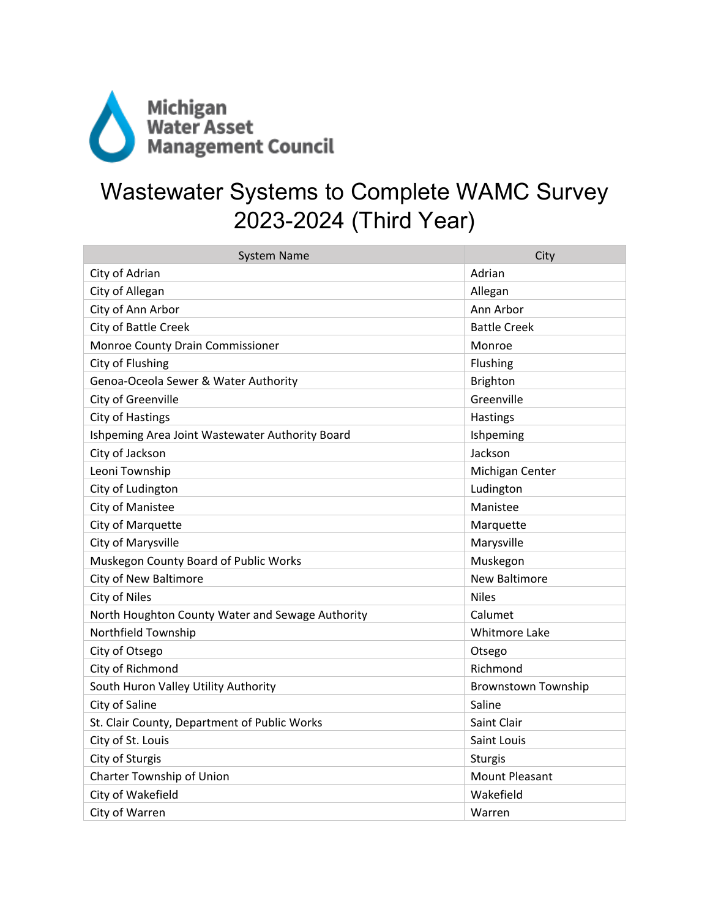Michigan Water Asset Management Council

# Wastewater Systems to Complete WAMC Survey 2023-2024 (Third Year)

| System Name | City |
|---|---|
| City of Adrian | Adrian |
| City of Allegan | Allegan |
| City of Ann Arbor | Ann Arbor |
| City of Battle Creek | Battle Creek |
| Monroe County Drain Commissioner | Monroe |
| City of Flushing | Flushing |
| Genoa-Oceola Sewer & Water Authority | Brighton |
| City of Greenville | Greenville |
| City of Hastings | Hastings |
| Ishpeming Area Joint Wastewater Authority Board | Ishpeming |
| City of Jackson | Jackson |
| Leoni Township | Michigan Center |
| City of Ludington | Ludington |
| City of Manistee | Manistee |
| City of Marquette | Marquette |
| City of Marysville | Marysville |
| Muskegon County Board of Public Works | Muskegon |
| City of New Baltimore | New Baltimore |
| City of Niles | Niles |
| North Houghton County Water and Sewage Authority | Calumet |
| Northfield Township | Whitmore Lake |
| City of Otsego | Otsego |
| City of Richmond | Richmond |
| South Huron Valley Utility Authority | Brownstown Township |
| City of Saline | Saline |
| St. Clair County, Department of Public Works | Saint Clair |
| City of St. Louis | Saint Louis |
| City of Sturgis | Sturgis |
| Charter Township of Union | Mount Pleasant |
| City of Wakefield | Wakefield |
| City of Warren | Warren |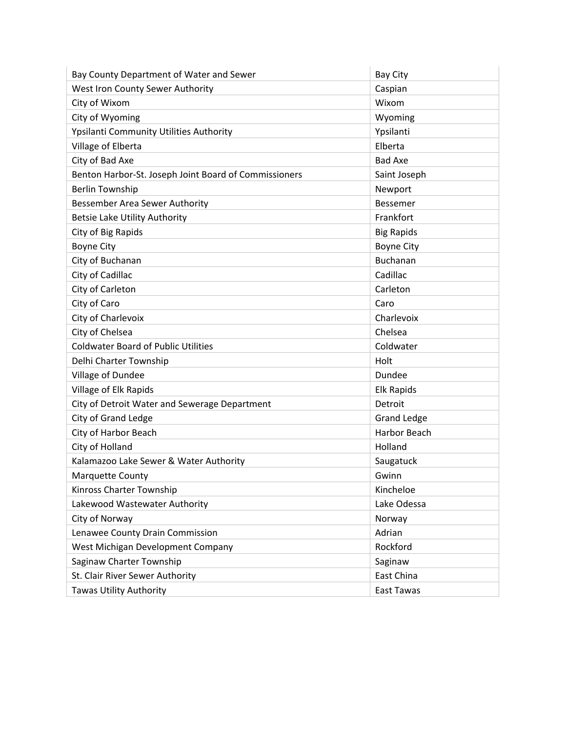| | |
|---|---|
| Bay County Department of Water and Sewer | Bay City |
| West Iron County Sewer Authority | Caspian |
| City of Wixom | Wixom |
| City of Wyoming | Wyoming |
| Ypsilanti Community Utilities Authority | Ypsilanti |
| Village of Elberta | Elberta |
| City of Bad Axe | Bad Axe |
| Benton Harbor-St. Joseph Joint Board of Commissioners | Saint Joseph |
| Berlin Township | Newport |
| Bessember Area Sewer Authority | Bessemer |
| Betsie Lake Utility Authority | Frankfort |
| City of Big Rapids | Big Rapids |
| Boyne City | Boyne City |
| City of Buchanan | Buchanan |
| City of Cadillac | Cadillac |
| City of Carleton | Carleton |
| City of Caro | Caro |
| City of Charlevoix | Charlevoix |
| City of Chelsea | Chelsea |
| Coldwater Board of Public Utilities | Coldwater |
| Delhi Charter Township | Holt |
| Village of Dundee | Dundee |
| Village of Elk Rapids | Elk Rapids |
| City of Detroit Water and Sewerage Department | Detroit |
| City of Grand Ledge | Grand Ledge |
| City of Harbor Beach | Harbor Beach |
| City of Holland | Holland |
| Kalamazoo Lake Sewer & Water Authority | Saugatuck |
| Marquette County | Gwinn |
| Kinross Charter Township | Kincheloe |
| Lakewood Wastewater Authority | Lake Odessa |
| City of Norway | Norway |
| Lenawee County Drain Commission | Adrian |
| West Michigan Development Company | Rockford |
| Saginaw Charter Township | Saginaw |
| St. Clair River Sewer Authority | East China |
| Tawas Utility Authority | East Tawas |